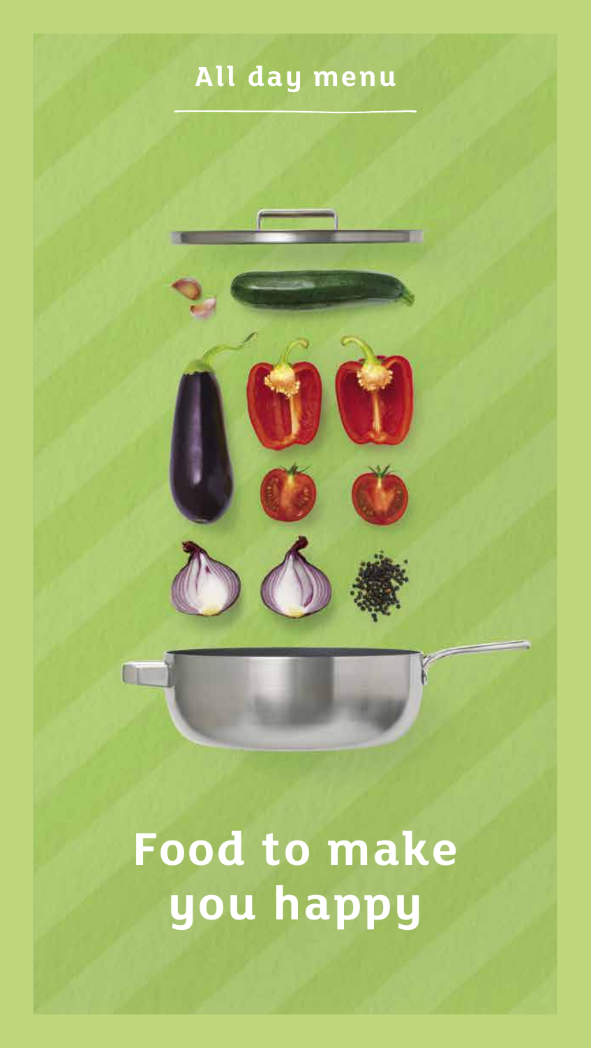## All day menu

# Food to make you happy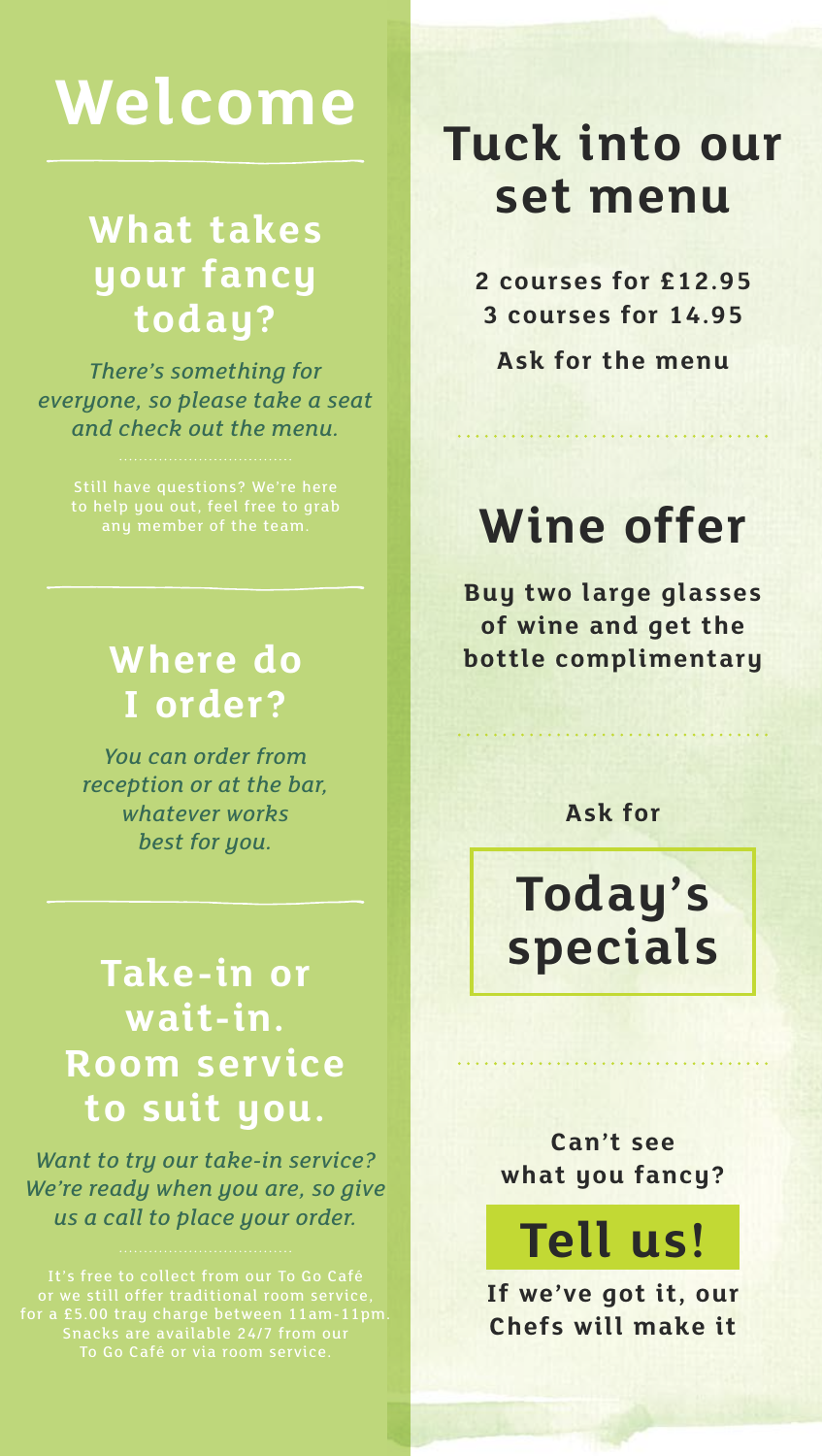# Welcome

## What takes your fancy today?

*There's something for everyone, so please take a seat and check out the menu.*

Still have questions? We're here to help you out, feel free to grab any member of the team.

## Where do I order?

*You can order from reception or at the bar, whatever works best for you.*

## Take-in or wait-in. Room service to suit you.

*Want to try our take-in service? We're ready when you are, so give us a call to place your order.*

It's free to collect from our To Go Café or we still offer traditional room service, for a £5.00 tray charge between 11am-11pm. Snacks are available 24/7 from our To Go Café or via room service.

# Tuck into our set menu

**2 courses for £12.95**
**3 courses for 14.95**

**Ask for the menu**

# Wine offer

**Buy two large glasses of wine and get the bottle complimentary**

**Ask for**

# Today's specials

**Can't see what you fancy?**

# Tell us!

**If we've got it, our Chefs will make it**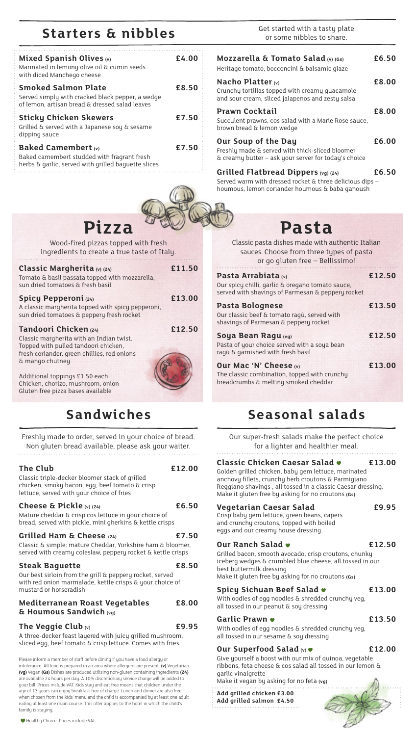## Starters & nibbles

Get started with a tasty plate or some nibbles to share.

**Mixed Spanish Olives (v)** — £4.00
Marinated in lemony olive oil & cumin seeds with diced Manchego cheese

**Smoked Salmon Plate** — £8.50
Served simply with cracked black pepper, a wedge of lemon, artisan bread & dressed salad leaves

**Sticky Chicken Skewers** — £7.50
Grilled & served with a Japanese soy & sesame dipping sauce

**Baked Camembert (v)** — £7.50
Baked camembert studded with fragrant fresh herbs & garlic, served with grilled baguette slices

**Mozzarella & Tomato Salad (v) (Gs)** — £6.50
Heritage tomato, bocconcini & balsamic glaze

**Nacho Platter (v)** — £8.00
Crunchy tortillas topped with creamy guacamole and sour cream, sliced jalapenos and zesty salsa

**Prawn Cocktail** — £8.00
Succulent prawns, cos salad with a Marie Rose sauce, brown bread & lemon wedge

**Our Soup of the Day** — £6.00
Freshly made & served with thick-sliced bloomer & creamy butter – ask your server for today's choice

**Grilled Flatbread Dippers (vg) (24)** — £6.50
Served warm with dressed rocket & three delicious dips – houmous, lemon coriander houmous & baba ganoush

## Pizza

Wood-fired pizzas topped with fresh ingredients to create a true taste of Italy.

**Classic Margherita (v) (24)** — £11.50
Tomato & basil passata topped with mozzarella, sun dried tomatoes & fresh basil

**Spicy Pepperoni (24)** — £13.00
A classic margherita topped with spicy pepperoni, sun dried tomatoes & peppery fresh rocket

**Tandoori Chicken (24)** — £12.50
Classic margherita with an Indian twist. Topped with pulled tandoori chicken, fresh coriander, green chillies, red onions & mango chutney

Additional toppings £1.50 each
Chicken, chorizo, mushroom, onion
Gluten free pizza bases available

## Pasta

Classic pasta dishes made with authentic Italian sauces. Choose from three types of pasta or go gluten free – Bellissimo!

**Pasta Arrabiata (v)** — £12.50
Our spicy chilli, garlic & oregano tomato sauce, served with shavings of Parmesan & peppery rocket

**Pasta Bolognese** — £13.50
Our classic beef & tomato ragù, served with shavings of Parmesan & peppery rocket

**Soya Bean Ragu (vg)** — £12.50
Pasta of your choice served with a soya bean ragù & garnished with fresh basil

**Our Mac 'N' Cheese (v)** — £13.00
The classic combination, topped with crunchy breadcrumbs & melting smoked cheddar

## Sandwiches

Freshly made to order, served in your choice of bread. Non gluten bread available, please ask your waiter.

**The Club** — £12.00
Classic triple-decker bloomer stack of grilled chicken, smoky bacon, egg, beef tomato & crisp lettuce, served with your choice of fries

**Cheese & Pickle (v) (24)** — £6.50
Mature cheddar & crisp cos lettuce in your choice of bread, served with pickle, mini gherkins & kettle crisps

**Grilled Ham & Cheese (24)** — £7.50
Classic & simple: mature Cheddar, Yorkshire ham & bloomer, served with creamy coleslaw, peppery rocket & kettle crisps

**Steak Baguette** — £8.50
Our best sirloin from the grill & peppery rocket, served with red onion marmalade, kettle crisps & your choice of mustard or horseradish

**Mediterranean Roast Vegetables & Houmous Sandwich (vg)** — £8.00

**The Veggie Club (v)** — £9.95
A three-decker feast layered with juicy grilled mushroom, sliced egg, beef tomato & crisp lettuce. Comes with fries.

Please inform a member of staff before dining if you have a food allergy or intolerance. All food is prepared in an area where allergens are present. **(v)** Vegetarian **(vg)** Vegan **(Gs)** Dishes are produced utilising non-gluten containing ingredients **(24)** are available 24 hours per day. A 10% discretionary service charge will be added to your bill. Prices include VAT. Kids stay and eat free means that children under the age of 13 years can enjoy breakfast free of charge. Lunch and dinner are also free when chosen from the kids' menu and the child is accompanied by at least one adult eating at least one main course. This offer applies to the hotel in which the child's family is staying.

## Seasonal salads

Our super-fresh salads make the perfect choice for a lighter and healthier meal.

**Classic Chicken Caesar Salad ♥** — £13.00
Golden grilled chicken, baby gem lettuce, marinated anchovy fillets, crunchy herb croutons & Parmigiano Reggiano shavings , all tossed in a classic Caesar dressing. Make it gluten free by asking for no croutons **(Gs)**

**Vegetarian Caesar Salad** — £9.95
Crisp baby gem lettuce, green beans, capers and crunchy croutons, topped with boiled eggs and our creamy house dressing.

**Our Ranch Salad ♥** — £12.50
Grilled bacon, smooth avocado, crisp croutons, chunky iceberg wedges & crumbled blue cheese, all tossed in our best buttermilk dressing
Make it gluten free by asking for no croutons **(Gs)**

**Spicy Sichuan Beef Salad ♥** — £13.00
With oodles of egg noodles & shredded crunchy veg, all tossed in our peanut & soy dressing

**Garlic Prawn ♥** — £13.50
With oodles of egg noodles & shredded crunchy veg, all tossed in our sesame & soy dressing

**Our Superfood Salad (v) ♥** — £12.00
Give yourself a boost with our mix of quinoa, vegetable ribbons, feta cheese & cos salad all tossed in our lemon & garlic vinaigrette
Make it vegan by asking for no feta **(vg)**

**Add grilled chicken £3.00**
**Add grilled salmon £4.50**

♥ Healthy Choice Prices include VAT.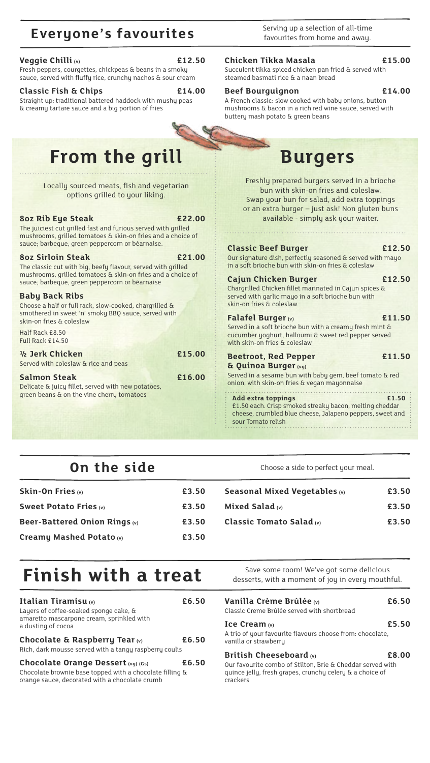## Everyone's favourites

Serving up a selection of all-time favourites from home and away.

**Veggie Chilli (v)** **£12.50**
Fresh peppers, courgettes, chickpeas & beans in a smoky sauce, served with fluffy rice, crunchy nachos & sour cream

**Classic Fish & Chips** **£14.00**
Straight up: traditional battered haddock with mushy peas & creamy tartare sauce and a big portion of fries

**Chicken Tikka Masala** **£15.00**
Succulent tikka spiced chicken pan fried & served with steamed basmati rice & a naan bread

**Beef Bourguignon** **£14.00**
A French classic: slow cooked with baby onions, button mushrooms & bacon in a rich red wine sauce, served with buttery mash potato & green beans

# From the grill

Locally sourced meats, fish and vegetarian options grilled to your liking.

**8oz Rib Eye Steak** **£22.00**
The juiciest cut grilled fast and furious served with grilled mushrooms, grilled tomatoes & skin-on fries and a choice of sauce; barbeque, green peppercorn or béarnaise.

**8oz Sirloin Steak** **£21.00**
The classic cut with big, beefy flavour, served with grilled mushrooms, grilled tomatoes & skin-on fries and a choice of sauce; barbeque, green peppercorn or béarnaise

**Baby Back Ribs**
Choose a half or full rack, slow-cooked, chargrilled & smothered in sweet 'n' smoky BBQ sauce, served with skin-on fries & coleslaw

Half Rack £8.50
Full Rack £14.50

**½ Jerk Chicken** **£15.00**
Served with coleslaw & rice and peas

**Salmon Steak** **£16.00**
Delicate & juicy fillet, served with new potatoes, green beans & on the vine cherry tomatoes

# Burgers

Freshly prepared burgers served in a brioche bun with skin-on fries and coleslaw. Swap your bun for salad, add extra toppings or an extra burger – just ask! Non gluten buns available - simply ask your waiter.

**Classic Beef Burger** **£12.50**
Our signature dish, perfectly seasoned & served with mayo in a soft brioche bun with skin-on fries & coleslaw

**Cajun Chicken Burger** **£12.50**
Chargrilled Chicken fillet marinated in Cajun spices & served with garlic mayo in a soft brioche bun with skin-on fries & coleslaw

**Falafel Burger (v)** **£11.50**
Served in a soft brioche bun with a creamy fresh mint & cucumber yoghurt, halloumi & sweet red pepper served with skin-on fries & coleslaw

**Beetroot, Red Pepper & Quinoa Burger (vg)** **£11.50**
Served in a sesame bun with baby gem, beef tomato & red onion, with skin-on fries & vegan mayonnaise

**Add extra toppings** **£1.50**
£1.50 each. Crisp smoked streaky bacon, melting cheddar cheese, crumbled blue cheese, Jalapeno peppers, sweet and sour Tomato relish

## On the side

Choose a side to perfect your meal.

| | |
|---|---|
| **Skin-On Fries (v)** | £3.50 |
| **Sweet Potato Fries (v)** | £3.50 |
| **Beer-Battered Onion Rings (v)** | £3.50 |
| **Creamy Mashed Potato (v)** | £3.50 |
| **Seasonal Mixed Vegetables (v)** | £3.50 |
| **Mixed Salad (v)** | £3.50 |
| **Classic Tomato Salad (v)** | £3.50 |

# Finish with a treat

Save some room! We've got some delicious desserts, with a moment of joy in every mouthful.

**Italian Tiramisu (v)** **£6.50**
Layers of coffee-soaked sponge cake, & amaretto mascarpone cream, sprinkled with a dusting of cocoa

**Chocolate & Raspberry Tear (v)** **£6.50**
Rich, dark mousse served with a tangy raspberry coulis

**Chocolate Orange Dessert (vg) (Gs)** **£6.50**
Chocolate brownie base topped with a chocolate filling & orange sauce, decorated with a chocolate crumb

**Vanilla Crème Brûlée (v)** **£6.50**
Classic Creme Brûlée served with shortbread

**Ice Cream (v)** **£5.50**
A trio of your favourite flavours choose from: chocolate, vanilla or strawberry

**British Cheeseboard (v)** **£8.00**
Our favourite combo of Stilton, Brie & Cheddar served with quince jelly, fresh grapes, crunchy celery & a choice of crackers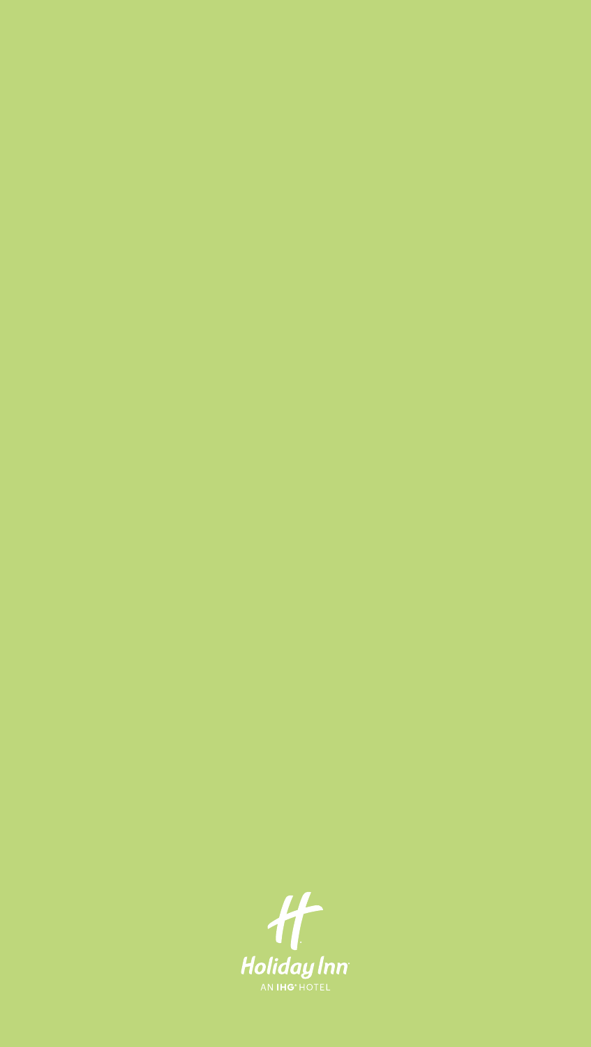Holiday Inn

AN IHG® HOTEL